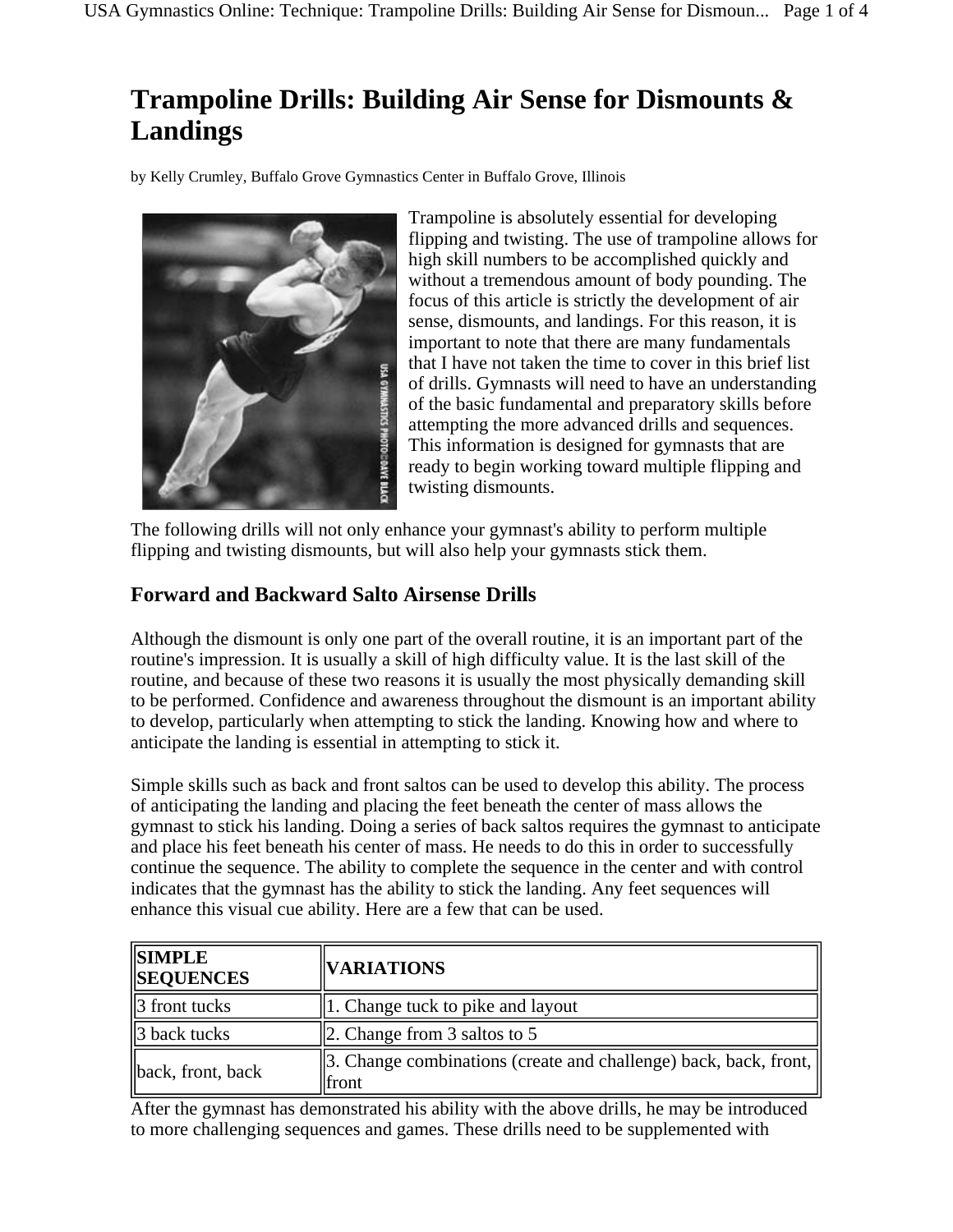# Trampoline Drills: Building Air Sense for Dismounts & Landings

by Kelly Crumley, Buffalo Grove Gymnastics Center in Buffalo Grove, Illinois

Trampoline is absolutely essential for developing flipping and twisting. The use of trampoline allows for high skill numbers to be accomplished quickly and without a tremendous amount of body pounding. The focus of this article is strictly the development of air sense, dismounts, and landings. For this reason, it is important to note that there are many fundamentals that I have not taken the time to cover in this brief list of drills. Gymnasts will need to have an understanding of the basic fundamental and preparatory skills before attempting the more advanced drills and sequences. This information is designed for gymnasts that are ready to begin working toward multiple flipping and twisting dismounts.

The following drills will not only enhance your gymnast's ability to perform multiple flipping and twisting dismounts, but will also help your gymnasts stick them.

## Forward and Backward Salto Airsense Drills

Although the dismount is only one part of the overall routine, it is an important part of the routine's impression. It is usually a skill of high difficulty value. It is the last skill of the routine, and because of these two reasons it is usually the most physically demanding skill to be performed. Confidence and awareness throughout the dismount is an important ability to develop, particularly when attempting to stick the landing. Knowing how and where to anticipate the landing is essential in attempting to stick it.

Simple skills such as back and front saltos can be used to develop this ability. The process of anticipating the landing and placing the feet beneath the center of mass allows the gymnast to stick his landing. Doing a series of back saltos requires the gymnast to anticipate and place his feet beneath his center of mass. He needs to do this in order to successfully continue the sequence. The ability to complete the sequence in the center and with control indicates that the gymnast has the ability to stick the landing. Any feet sequences will enhance this visual cue ability. Here are a few that can be used.

| SIMPLE SEQUENCES | VARIATIONS |
| --- | --- |
| 3 front tucks | 1. Change tuck to pike and layout |
| 3 back tucks | 2. Change from 3 saltos to 5 |
| back, front, back | 3. Change combinations (create and challenge) back, back, front, front |

After the gymnast has demonstrated his ability with the above drills, he may be introduced to more challenging sequences and games. These drills need to be supplemented with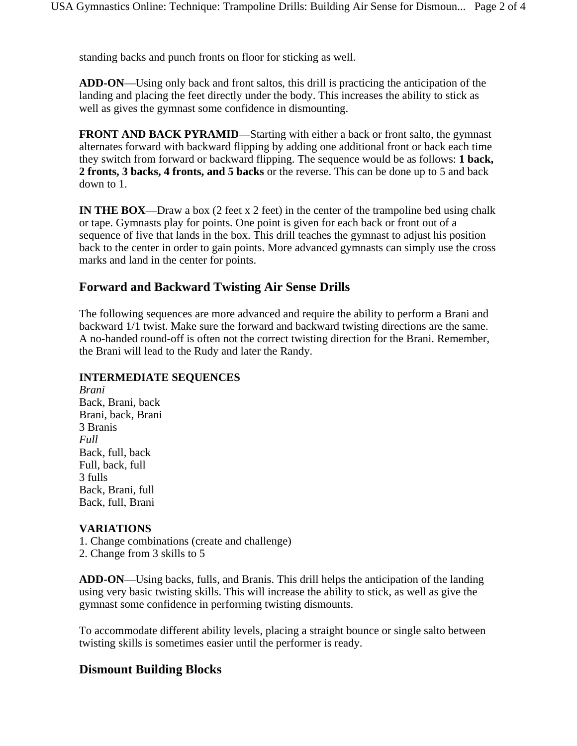standing backs and punch fronts on floor for sticking as well.

**ADD-ON**—Using only back and front saltos, this drill is practicing the anticipation of the landing and placing the feet directly under the body. This increases the ability to stick as well as gives the gymnast some confidence in dismounting.

**FRONT AND BACK PYRAMID**—Starting with either a back or front salto, the gymnast alternates forward with backward flipping by adding one additional front or back each time they switch from forward or backward flipping. The sequence would be as follows: **1 back, 2 fronts, 3 backs, 4 fronts, and 5 backs** or the reverse. This can be done up to 5 and back down to 1.

**IN THE BOX**—Draw a box (2 feet x 2 feet) in the center of the trampoline bed using chalk or tape. Gymnasts play for points. One point is given for each back or front out of a sequence of five that lands in the box. This drill teaches the gymnast to adjust his position back to the center in order to gain points. More advanced gymnasts can simply use the cross marks and land in the center for points.

## Forward and Backward Twisting Air Sense Drills

The following sequences are more advanced and require the ability to perform a Brani and backward 1/1 twist. Make sure the forward and backward twisting directions are the same. A no-handed round-off is often not the correct twisting direction for the Brani. Remember, the Brani will lead to the Rudy and later the Randy.

**INTERMEDIATE SEQUENCES**

*Brani*
Back, Brani, back
Brani, back, Brani
3 Branis
*Full*
Back, full, back
Full, back, full
3 fulls
Back, Brani, full
Back, full, Brani

**VARIATIONS**

1. Change combinations (create and challenge)
2. Change from 3 skills to 5

**ADD-ON**—Using backs, fulls, and Branis. This drill helps the anticipation of the landing using very basic twisting skills. This will increase the ability to stick, as well as give the gymnast some confidence in performing twisting dismounts.

To accommodate different ability levels, placing a straight bounce or single salto between twisting skills is sometimes easier until the performer is ready.

## Dismount Building Blocks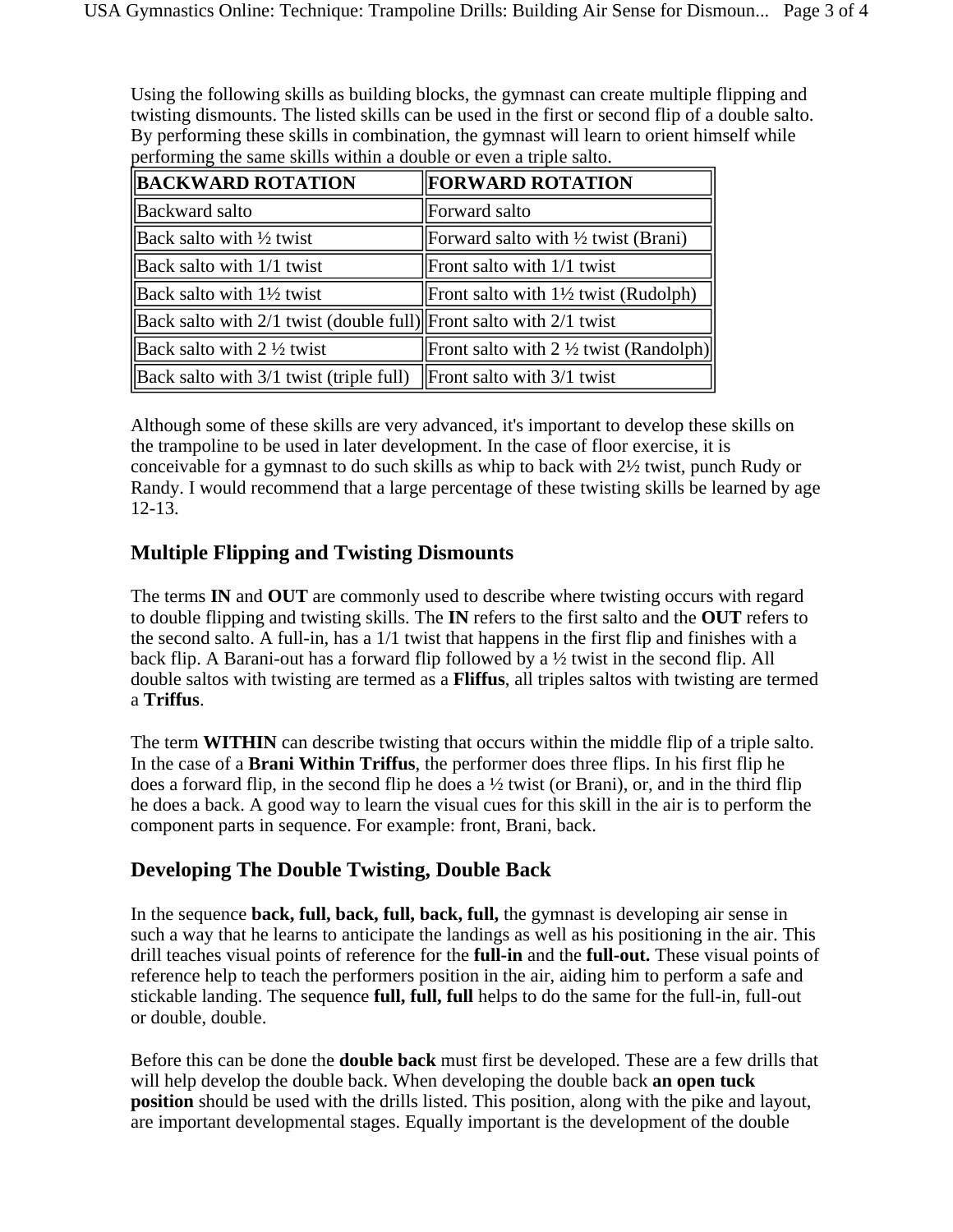Using the following skills as building blocks, the gymnast can create multiple flipping and twisting dismounts. The listed skills can be used in the first or second flip of a double salto. By performing these skills in combination, the gymnast will learn to orient himself while performing the same skills within a double or even a triple salto.

| **BACKWARD ROTATION** | **FORWARD ROTATION** |
|---|---|
| Backward salto | Forward salto |
| Back salto with ½ twist | Forward salto with ½ twist (Brani) |
| Back salto with 1/1 twist | Front salto with 1/1 twist |
| Back salto with 1½ twist | Front salto with 1½ twist (Rudolph) |
| Back salto with 2/1 twist (double full) | Front salto with 2/1 twist |
| Back salto with 2 ½ twist | Front salto with 2 ½ twist (Randolph) |
| Back salto with 3/1 twist (triple full) | Front salto with 3/1 twist |

Although some of these skills are very advanced, it's important to develop these skills on the trampoline to be used in later development. In the case of floor exercise, it is conceivable for a gymnast to do such skills as whip to back with 2½ twist, punch Rudy or Randy. I would recommend that a large percentage of these twisting skills be learned by age 12-13.

## Multiple Flipping and Twisting Dismounts

The terms **IN** and **OUT** are commonly used to describe where twisting occurs with regard to double flipping and twisting skills. The **IN** refers to the first salto and the **OUT** refers to the second salto. A full-in, has a 1/1 twist that happens in the first flip and finishes with a back flip. A Barani-out has a forward flip followed by a ½ twist in the second flip. All double saltos with twisting are termed as a **Fliffus**, all triples saltos with twisting are termed a **Triffus**.

The term **WITHIN** can describe twisting that occurs within the middle flip of a triple salto. In the case of a **Brani Within Triffus**, the performer does three flips. In his first flip he does a forward flip, in the second flip he does a ½ twist (or Brani), or, and in the third flip he does a back. A good way to learn the visual cues for this skill in the air is to perform the component parts in sequence. For example: front, Brani, back.

## Developing The Double Twisting, Double Back

In the sequence **back, full, back, full, back, full,** the gymnast is developing air sense in such a way that he learns to anticipate the landings as well as his positioning in the air. This drill teaches visual points of reference for the **full-in** and the **full-out.** These visual points of reference help to teach the performers position in the air, aiding him to perform a safe and stickable landing. The sequence **full, full, full** helps to do the same for the full-in, full-out or double, double.

Before this can be done the **double back** must first be developed. These are a few drills that will help develop the double back. When developing the double back **an open tuck position** should be used with the drills listed. This position, along with the pike and layout, are important developmental stages. Equally important is the development of the double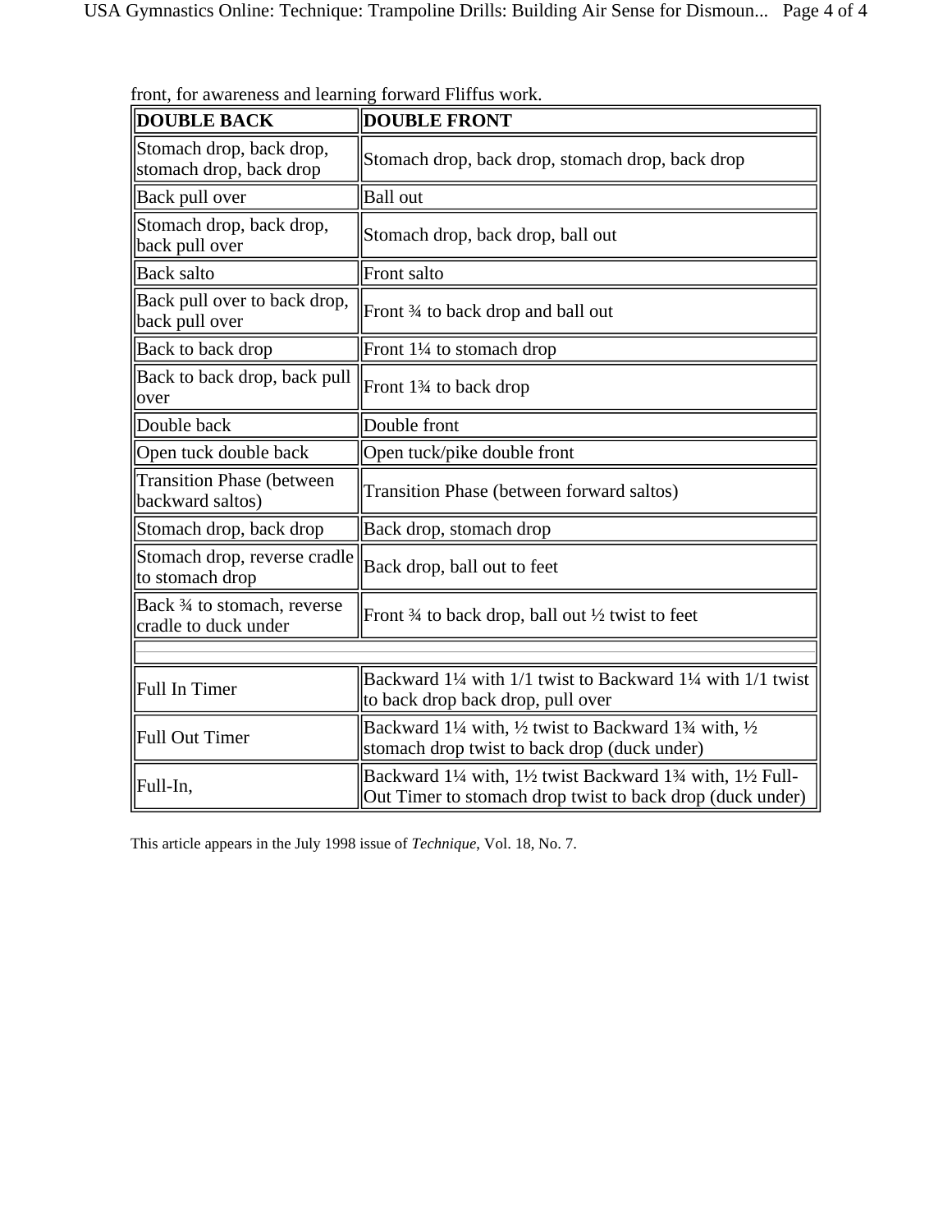front, for awareness and learning forward Fliffus work.

| **DOUBLE BACK** | **DOUBLE FRONT** |
| --- | --- |
| Stomach drop, back drop, stomach drop, back drop | Stomach drop, back drop, stomach drop, back drop |
| Back pull over | Ball out |
| Stomach drop, back drop, back pull over | Stomach drop, back drop, ball out |
| Back salto | Front salto |
| Back pull over to back drop, back pull over | Front ¾ to back drop and ball out |
| Back to back drop | Front 1¼ to stomach drop |
| Back to back drop, back pull over | Front 1¾ to back drop |
| Double back | Double front |
| Open tuck double back | Open tuck/pike double front |
| Transition Phase (between backward saltos) | Transition Phase (between forward saltos) |
| Stomach drop, back drop | Back drop, stomach drop |
| Stomach drop, reverse cradle to stomach drop | Back drop, ball out to feet |
| Back ¾ to stomach, reverse cradle to duck under | Front ¾ to back drop, ball out ½ twist to feet |
| | |
| Full In Timer | Backward 1¼ with 1/1 twist to Backward 1¼ with 1/1 twist to back drop back drop, pull over |
| Full Out Timer | Backward 1¼ with, ½ twist to Backward 1¾ with, ½ stomach drop twist to back drop (duck under) |
| Full-In, | Backward 1¼ with, 1½ twist Backward 1¾ with, 1½ Full-Out Timer to stomach drop twist to back drop (duck under) |

This article appears in the July 1998 issue of *Technique*, Vol. 18, No. 7.